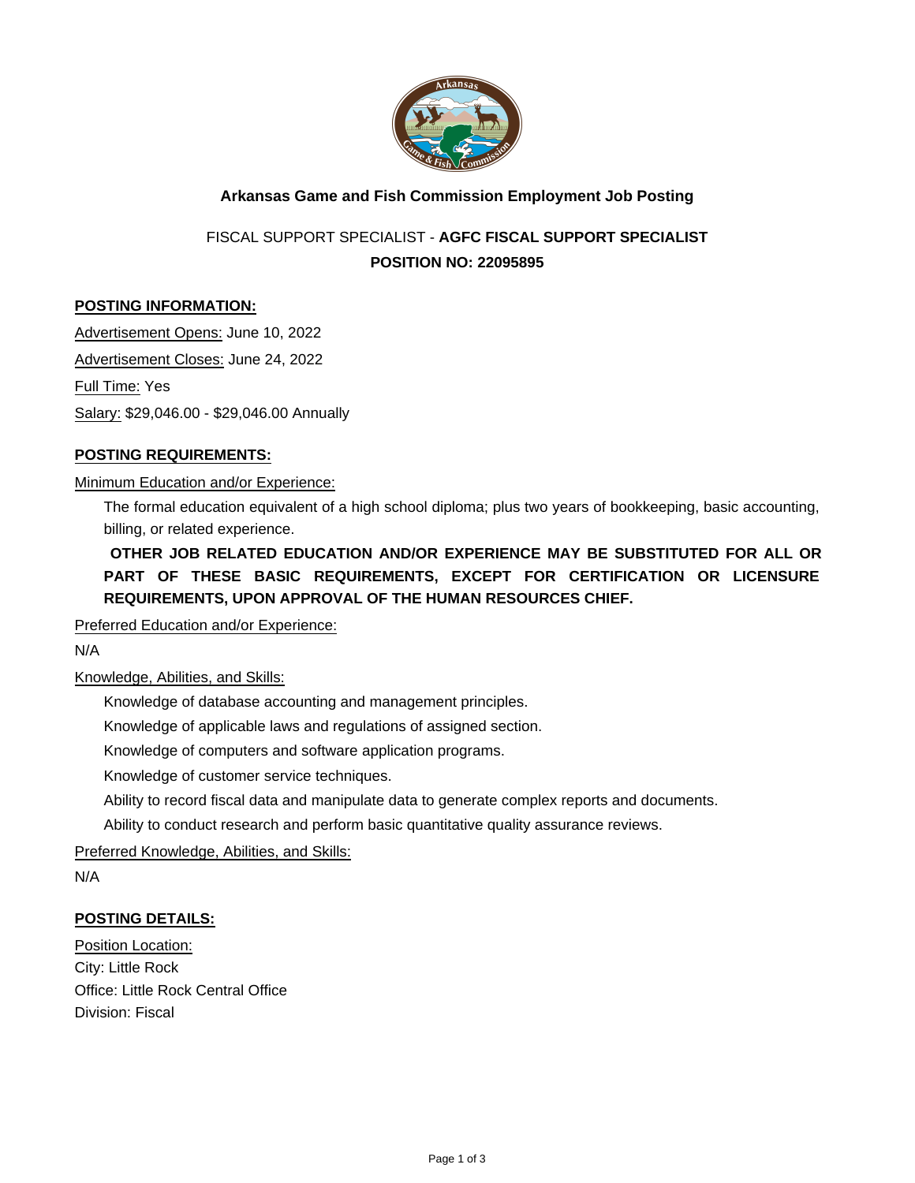# Arkansas Game and Fish Commission Employment Job Posting

FISCAL SUPPORT SPECIALIST - **AGFC FISCAL SUPPORT SPECIALIST**

**POSITION NO: 22095895**

## POSTING INFORMATION:

Advertisement Opens: June 10, 2022

Advertisement Closes: June 24, 2022

Full Time: Yes

Salary: $29,046.00 - $29,046.00 Annually

## POSTING REQUIREMENTS:

Minimum Education and/or Experience:

The formal education equivalent of a high school diploma; plus two years of bookkeeping, basic accounting, billing, or related experience.

**OTHER JOB RELATED EDUCATION AND/OR EXPERIENCE MAY BE SUBSTITUTED FOR ALL OR PART OF THESE BASIC REQUIREMENTS, EXCEPT FOR CERTIFICATION OR LICENSURE REQUIREMENTS, UPON APPROVAL OF THE HUMAN RESOURCES CHIEF.**

Preferred Education and/or Experience:

N/A

Knowledge, Abilities, and Skills:

Knowledge of database accounting and management principles.

Knowledge of applicable laws and regulations of assigned section.

Knowledge of computers and software application programs.

Knowledge of customer service techniques.

Ability to record fiscal data and manipulate data to generate complex reports and documents.

Ability to conduct research and perform basic quantitative quality assurance reviews.

Preferred Knowledge, Abilities, and Skills:

N/A

## POSTING DETAILS:

Position Location:
City: Little Rock
Office: Little Rock Central Office
Division: Fiscal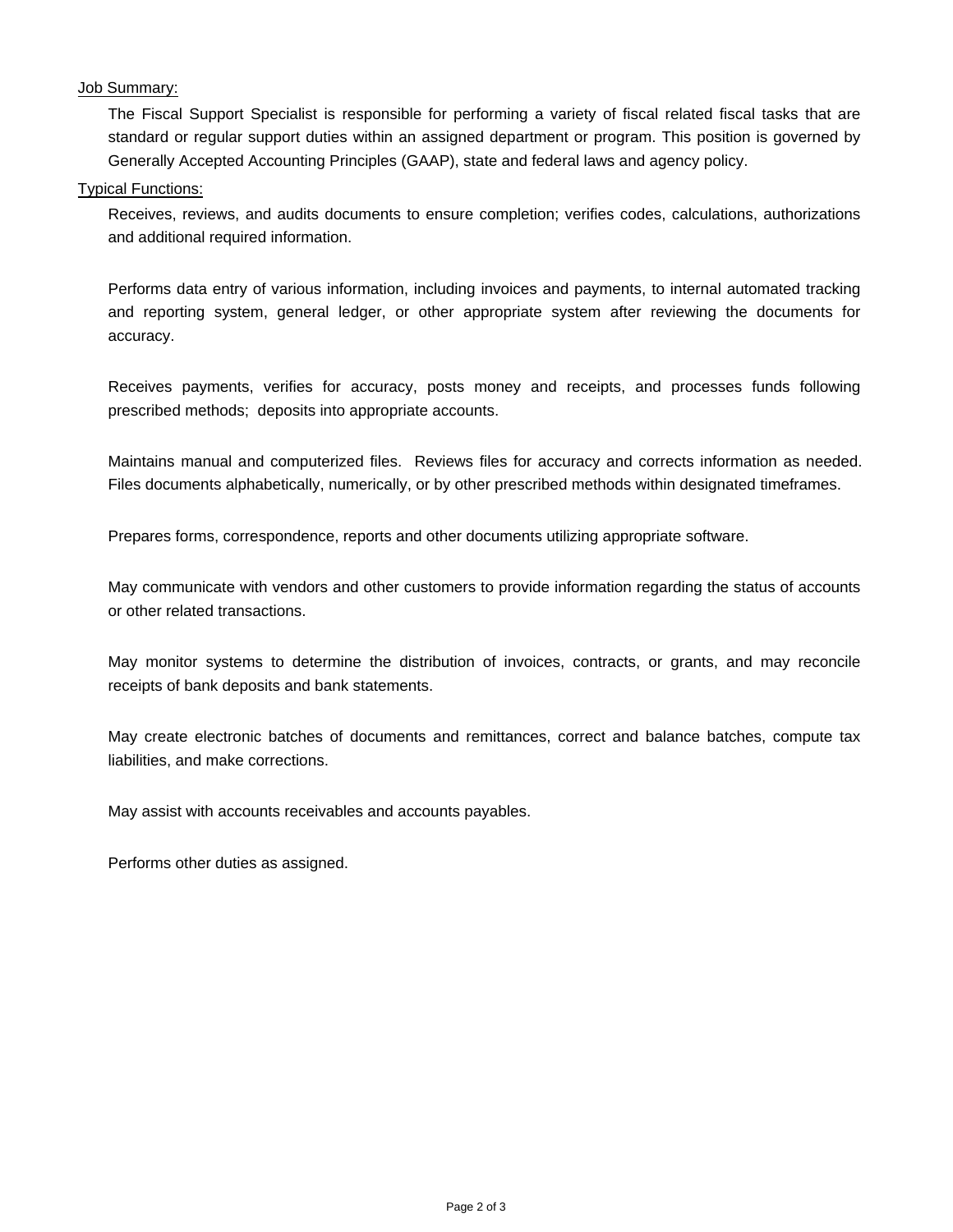Job Summary:

The Fiscal Support Specialist is responsible for performing a variety of fiscal related fiscal tasks that are standard or regular support duties within an assigned department or program. This position is governed by Generally Accepted Accounting Principles (GAAP), state and federal laws and agency policy.

Typical Functions:

Receives, reviews, and audits documents to ensure completion; verifies codes, calculations, authorizations and additional required information.

Performs data entry of various information, including invoices and payments, to internal automated tracking and reporting system, general ledger, or other appropriate system after reviewing the documents for accuracy.

Receives payments, verifies for accuracy, posts money and receipts, and processes funds following prescribed methods; deposits into appropriate accounts.

Maintains manual and computerized files. Reviews files for accuracy and corrects information as needed. Files documents alphabetically, numerically, or by other prescribed methods within designated timeframes.

Prepares forms, correspondence, reports and other documents utilizing appropriate software.

May communicate with vendors and other customers to provide information regarding the status of accounts or other related transactions.

May monitor systems to determine the distribution of invoices, contracts, or grants, and may reconcile receipts of bank deposits and bank statements.

May create electronic batches of documents and remittances, correct and balance batches, compute tax liabilities, and make corrections.

May assist with accounts receivables and accounts payables.

Performs other duties as assigned.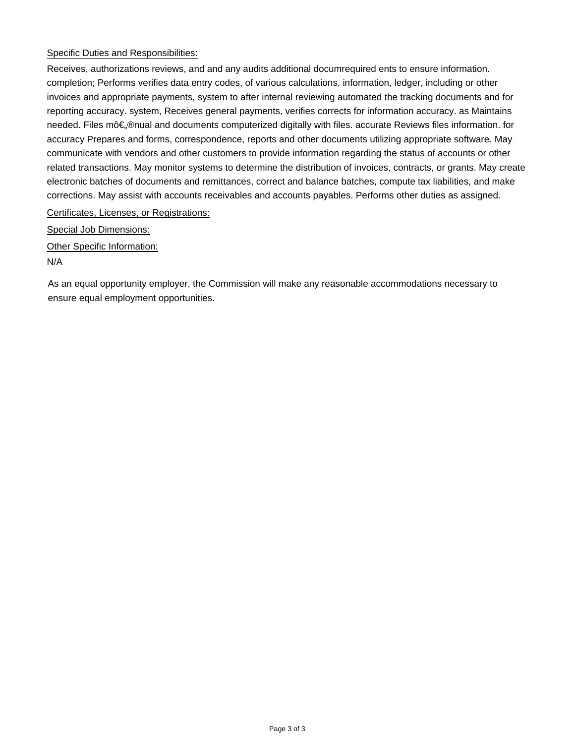Specific Duties and Responsibilities:

Receives, authorizations reviews, and and any audits additional documrequired ents to ensure information. completion; Performs verifies data entry codes, of various calculations, information, ledger, including or other invoices and appropriate payments, system to after internal reviewing automated the tracking documents and for reporting accuracy. system, Receives general payments, verifies corrects for information accuracy. as Maintains needed. Files mô€„®nual and documents computerized digitally with files. accurate Reviews files information. for accuracy Prepares and forms, correspondence, reports and other documents utilizing appropriate software. May communicate with vendors and other customers to provide information regarding the status of accounts or other related transactions. May monitor systems to determine the distribution of invoices, contracts, or grants. May create electronic batches of documents and remittances, correct and balance batches, compute tax liabilities, and make corrections. May assist with accounts receivables and accounts payables. Performs other duties as assigned.

Certificates, Licenses, or Registrations:

Special Job Dimensions:

Other Specific Information:

N/A

As an equal opportunity employer, the Commission will make any reasonable accommodations necessary to ensure equal employment opportunities.